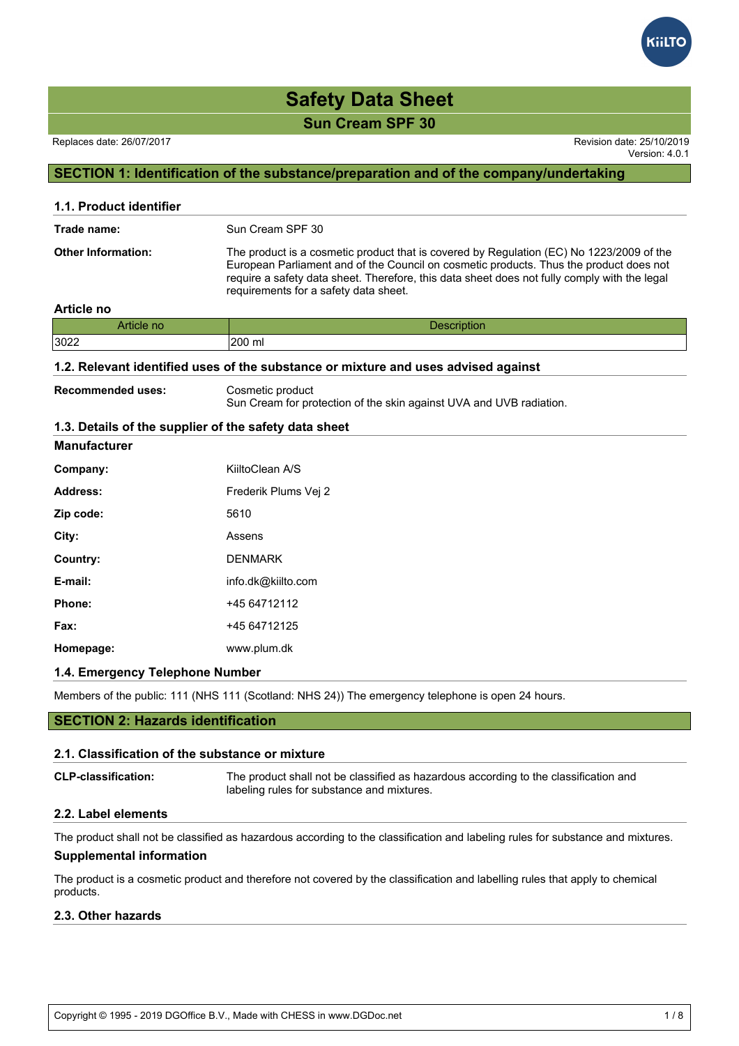# Safety Data Sheet

## Sun Cream SPF 30

Replaces date: 26/07/2017

Revision date: 25/10/2019
Version: 4.0.1

## SECTION 1: Identification of the substance/preparation and of the company/undertaking

### 1.1. Product identifier

**Trade name:** Sun Cream SPF 30

**Other Information:** The product is a cosmetic product that is covered by Regulation (EC) No 1223/2009 of the European Parliament and of the Council on cosmetic products. Thus the product does not require a safety data sheet. Therefore, this data sheet does not fully comply with the legal requirements for a safety data sheet.

**Article no**

| Article no | Description |
| --- | --- |
| 3022 | 200 ml |

### 1.2. Relevant identified uses of the substance or mixture and uses advised against

**Recommended uses:** Cosmetic product
Sun Cream for protection of the skin against UVA and UVB radiation.

### 1.3. Details of the supplier of the safety data sheet

**Manufacturer**

**Company:** KiiltoClean A/S

**Address:** Frederik Plums Vej 2

**Zip code:** 5610

**City:** Assens

**Country:** DENMARK

**E-mail:** info.dk@kiilto.com

**Phone:** +45 64712112

**Fax:** +45 64712125

**Homepage:** www.plum.dk

### 1.4. Emergency Telephone Number

Members of the public: 111 (NHS 111 (Scotland: NHS 24)) The emergency telephone is open 24 hours.

## SECTION 2: Hazards identification

### 2.1. Classification of the substance or mixture

**CLP-classification:** The product shall not be classified as hazardous according to the classification and labeling rules for substance and mixtures.

### 2.2. Label elements

The product shall not be classified as hazardous according to the classification and labeling rules for substance and mixtures.

**Supplemental information**

The product is a cosmetic product and therefore not covered by the classification and labelling rules that apply to chemical products.

### 2.3. Other hazards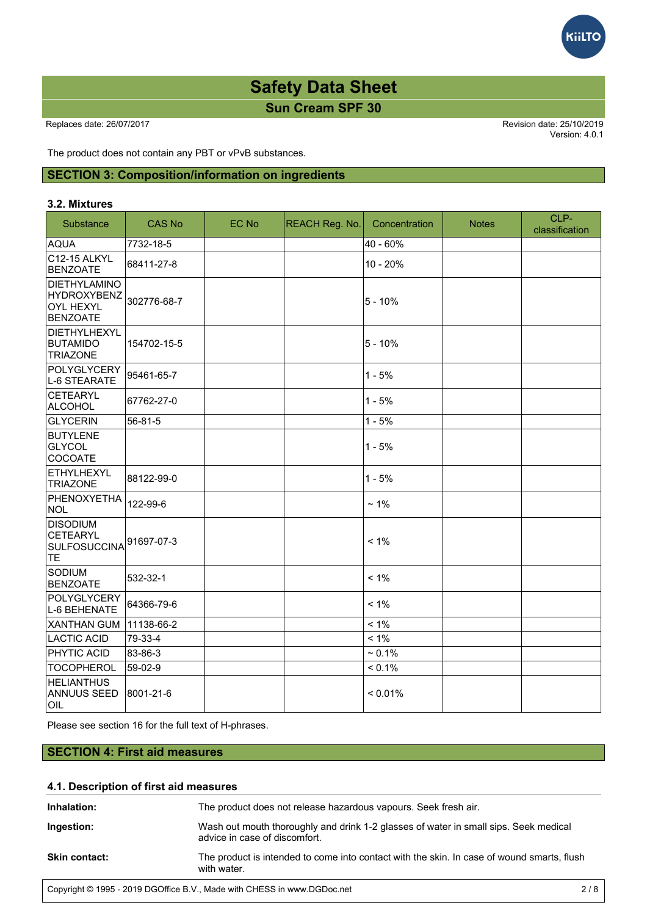The product does not contain any PBT or vPvB substances.

## SECTION 3: Composition/information on ingredients

### 3.2. Mixtures

| Substance | CAS No | EC No | REACH Reg. No. | Concentration | Notes | CLP-classification |
|---|---|---|---|---|---|---|
| AQUA | 7732-18-5 | | | 40 - 60% | | |
| C12-15 ALKYL BENZOATE | 68411-27-8 | | | 10 - 20% | | |
| DIETHYLAMINO HYDROXYBENZOYL HEXYL BENZOATE | 302776-68-7 | | | 5 - 10% | | |
| DIETHYLHEXYL BUTAMIDO TRIAZONE | 154702-15-5 | | | 5 - 10% | | |
| POLYGLYCERYL-6 STEARATE | 95461-65-7 | | | 1 - 5% | | |
| CETEARYL ALCOHOL | 67762-27-0 | | | 1 - 5% | | |
| GLYCERIN | 56-81-5 | | | 1 - 5% | | |
| BUTYLENE GLYCOL COCOATE | | | | 1 - 5% | | |
| ETHYLHEXYL TRIAZONE | 88122-99-0 | | | 1 - 5% | | |
| PHENOXYETHANOL | 122-99-6 | | | ~ 1% | | |
| DISODIUM CETEARYL SULFOSUCCINATE | 91697-07-3 | | | < 1% | | |
| SODIUM BENZOATE | 532-32-1 | | | < 1% | | |
| POLYGLYCERYL-6 BEHENATE | 64366-79-6 | | | < 1% | | |
| XANTHAN GUM | 11138-66-2 | | | < 1% | | |
| LACTIC ACID | 79-33-4 | | | < 1% | | |
| PHYTIC ACID | 83-86-3 | | | ~ 0.1% | | |
| TOCOPHEROL | 59-02-9 | | | < 0.1% | | |
| HELIANTHUS ANNUUS SEED OIL | 8001-21-6 | | | < 0.01% | | |

Please see section 16 for the full text of H-phrases.

## SECTION 4: First aid measures

### 4.1. Description of first aid measures

**Inhalation:** The product does not release hazardous vapours. Seek fresh air.

**Ingestion:** Wash out mouth thoroughly and drink 1-2 glasses of water in small sips. Seek medical advice in case of discomfort.

**Skin contact:** The product is intended to come into contact with the skin. In case of wound smarts, flush with water.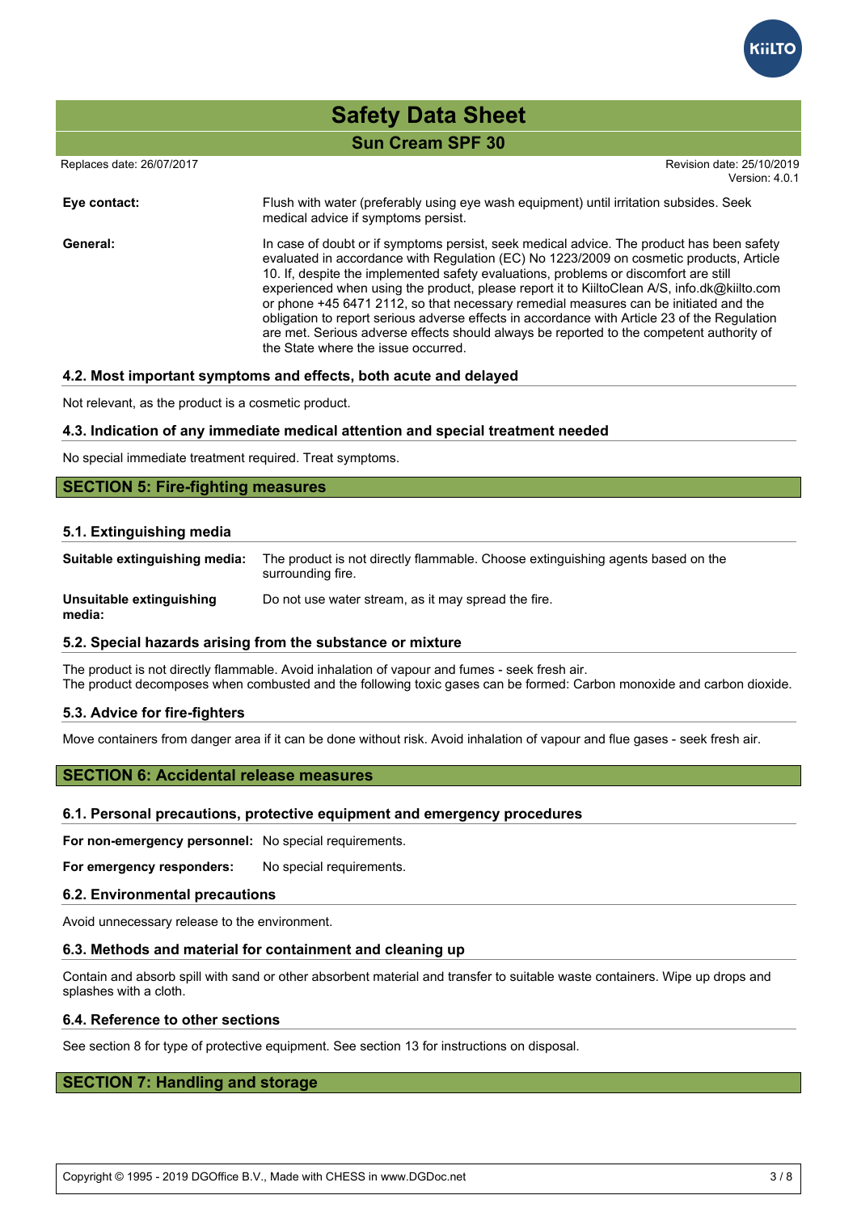**Eye contact:** Flush with water (preferably using eye wash equipment) until irritation subsides. Seek medical advice if symptoms persist.

**General:** In case of doubt or if symptoms persist, seek medical advice. The product has been safety evaluated in accordance with Regulation (EC) No 1223/2009 on cosmetic products, Article 10. If, despite the implemented safety evaluations, problems or discomfort are still experienced when using the product, please report it to KiiltoClean A/S, info.dk@kiilto.com or phone +45 6471 2112, so that necessary remedial measures can be initiated and the obligation to report serious adverse effects in accordance with Article 23 of the Regulation are met. Serious adverse effects should always be reported to the competent authority of the State where the issue occurred.

### 4.2. Most important symptoms and effects, both acute and delayed

Not relevant, as the product is a cosmetic product.

### 4.3. Indication of any immediate medical attention and special treatment needed

No special immediate treatment required. Treat symptoms.

## SECTION 5: Fire-fighting measures

### 5.1. Extinguishing media

**Suitable extinguishing media:** The product is not directly flammable. Choose extinguishing agents based on the surrounding fire.

**Unsuitable extinguishing media:** Do not use water stream, as it may spread the fire.

### 5.2. Special hazards arising from the substance or mixture

The product is not directly flammable. Avoid inhalation of vapour and fumes - seek fresh air.
The product decomposes when combusted and the following toxic gases can be formed: Carbon monoxide and carbon dioxide.

### 5.3. Advice for fire-fighters

Move containers from danger area if it can be done without risk. Avoid inhalation of vapour and flue gases - seek fresh air.

## SECTION 6: Accidental release measures

### 6.1. Personal precautions, protective equipment and emergency procedures

**For non-emergency personnel:** No special requirements.

**For emergency responders:** No special requirements.

### 6.2. Environmental precautions

Avoid unnecessary release to the environment.

### 6.3. Methods and material for containment and cleaning up

Contain and absorb spill with sand or other absorbent material and transfer to suitable waste containers. Wipe up drops and splashes with a cloth.

### 6.4. Reference to other sections

See section 8 for type of protective equipment. See section 13 for instructions on disposal.

## SECTION 7: Handling and storage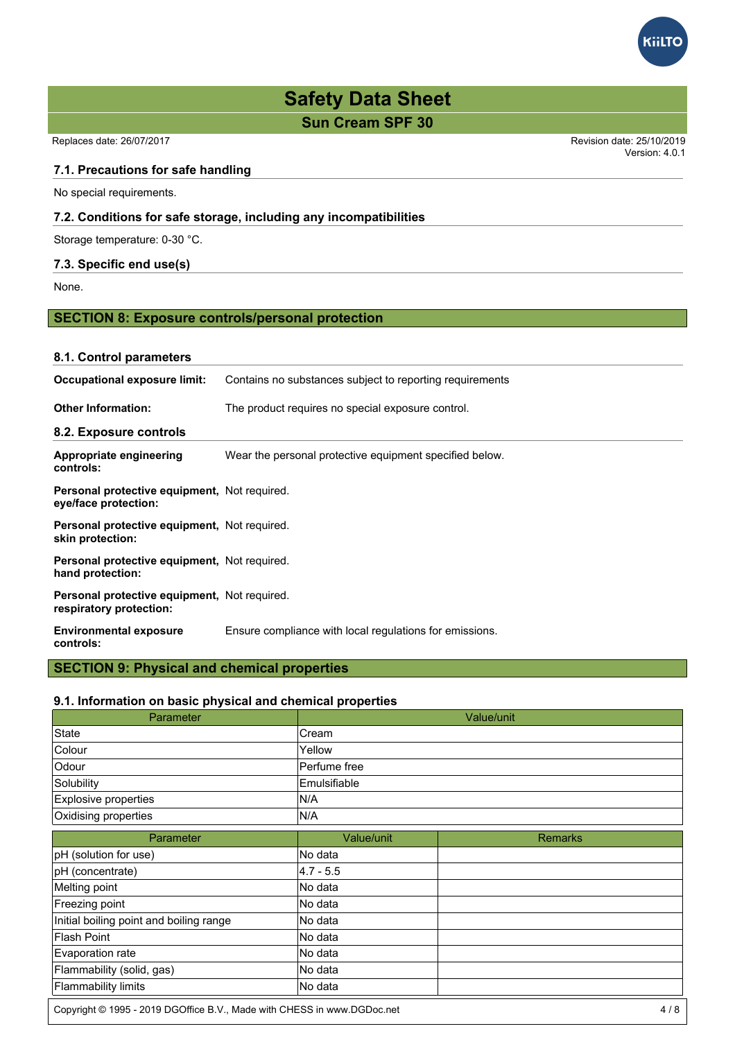### 7.1. Precautions for safe handling

No special requirements.

### 7.2. Conditions for safe storage, including any incompatibilities

Storage temperature: 0-30 °C.

### 7.3. Specific end use(s)

None.

## SECTION 8: Exposure controls/personal protection

### 8.1. Control parameters

**Occupational exposure limit:** Contains no substances subject to reporting requirements

**Other Information:** The product requires no special exposure control.

### 8.2. Exposure controls

**Appropriate engineering controls:** Wear the personal protective equipment specified below.

**Personal protective equipment, eye/face protection:** Not required.

**Personal protective equipment, skin protection:** Not required.

**Personal protective equipment, hand protection:** Not required.

**Personal protective equipment, respiratory protection:** Not required.

**Environmental exposure controls:** Ensure compliance with local regulations for emissions.

## SECTION 9: Physical and chemical properties

### 9.1. Information on basic physical and chemical properties

| Parameter | Value/unit |
|---|---|
| State | Cream |
| Colour | Yellow |
| Odour | Perfume free |
| Solubility | Emulsifiable |
| Explosive properties | N/A |
| Oxidising properties | N/A |

| Parameter | Value/unit | Remarks |
|---|---|---|
| pH (solution for use) | No data | |
| pH (concentrate) | 4.7 - 5.5 | |
| Melting point | No data | |
| Freezing point | No data | |
| Initial boiling point and boiling range | No data | |
| Flash Point | No data | |
| Evaporation rate | No data | |
| Flammability (solid, gas) | No data | |
| Flammability limits | No data | |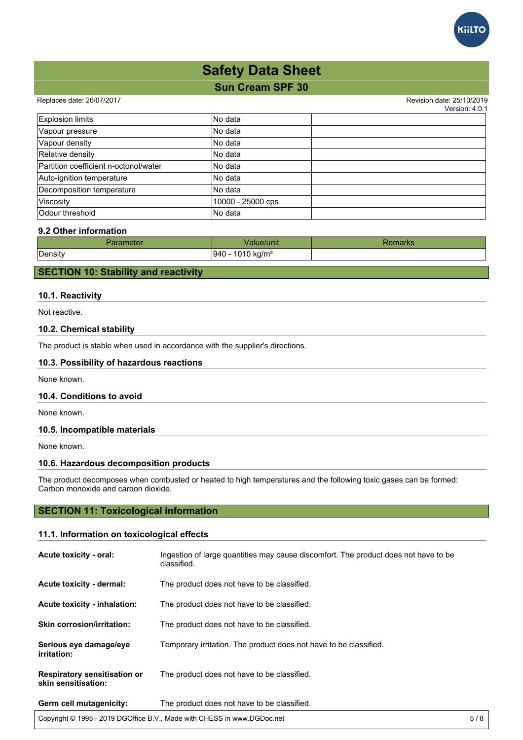| | | |
|---|---|---|
| Explosion limits | No data | |
| Vapour pressure | No data | |
| Vapour density | No data | |
| Relative density | No data | |
| Partition coefficient n-octonol/water | No data | |
| Auto-ignition temperature | No data | |
| Decomposition temperature | No data | |
| Viscosity | 10000 - 25000 cps | |
| Odour threshold | No data | |

### 9.2 Other information

| Parameter | Value/unit | Remarks |
|---|---|---|
| Density | 940 - 1010 kg/m³ | |

## SECTION 10: Stability and reactivity

### 10.1. Reactivity

Not reactive.

### 10.2. Chemical stability

The product is stable when used in accordance with the supplier's directions.

### 10.3. Possibility of hazardous reactions

None known.

### 10.4. Conditions to avoid

None known.

### 10.5. Incompatible materials

None known.

### 10.6. Hazardous decomposition products

The product decomposes when combusted or heated to high temperatures and the following toxic gases can be formed: Carbon monoxide and carbon dioxide.

## SECTION 11: Toxicological information

### 11.1. Information on toxicological effects

**Acute toxicity - oral:** Ingestion of large quantities may cause discomfort. The product does not have to be classified.

**Acute toxicity - dermal:** The product does not have to be classified.

**Acute toxicity - inhalation:** The product does not have to be classified.

**Skin corrosion/irritation:** The product does not have to be classified.

**Serious eye damage/eye irritation:** Temporary irritation. The product does not have to be classified.

**Respiratory sensitisation or skin sensitisation:** The product does not have to be classified.

**Germ cell mutagenicity:** The product does not have to be classified.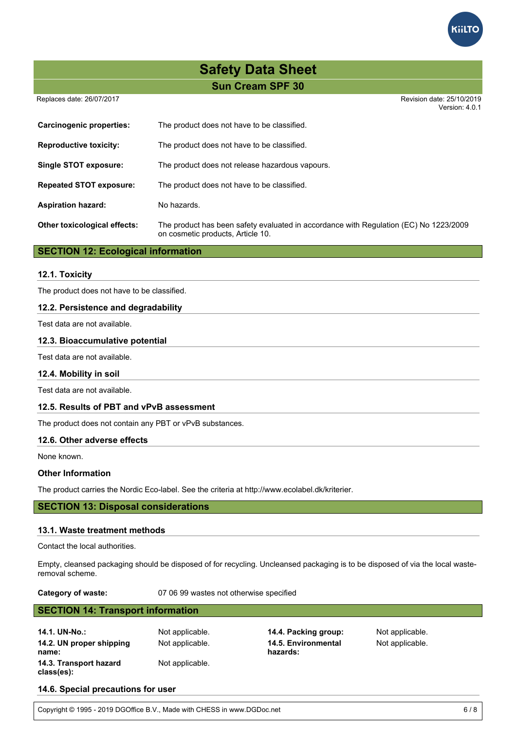| | |
|---|---|
| **Carcinogenic properties:** | The product does not have to be classified. |
| **Reproductive toxicity:** | The product does not have to be classified. |
| **Single STOT exposure:** | The product does not release hazardous vapours. |
| **Repeated STOT exposure:** | The product does not have to be classified. |
| **Aspiration hazard:** | No hazards. |
| **Other toxicological effects:** | The product has been safety evaluated in accordance with Regulation (EC) No 1223/2009 on cosmetic products, Article 10. |

## SECTION 12: Ecological information

### 12.1. Toxicity

The product does not have to be classified.

### 12.2. Persistence and degradability

Test data are not available.

### 12.3. Bioaccumulative potential

Test data are not available.

### 12.4. Mobility in soil

Test data are not available.

### 12.5. Results of PBT and vPvB assessment

The product does not contain any PBT or vPvB substances.

### 12.6. Other adverse effects

None known.

### Other Information

The product carries the Nordic Eco-label. See the criteria at http://www.ecolabel.dk/kriterier.

## SECTION 13: Disposal considerations

### 13.1. Waste treatment methods

Contact the local authorities.

Empty, cleansed packaging should be disposed of for recycling. Uncleansed packaging is to be disposed of via the local waste-removal scheme.

**Category of waste:** 07 06 99 wastes not otherwise specified

## SECTION 14: Transport information

| | | | |
|---|---|---|---|
| **14.1. UN-No.:** | Not applicable. | **14.4. Packing group:** | Not applicable. |
| **14.2. UN proper shipping name:** | Not applicable. | **14.5. Environmental hazards:** | Not applicable. |
| **14.3. Transport hazard class(es):** | Not applicable. | | |

### 14.6. Special precautions for user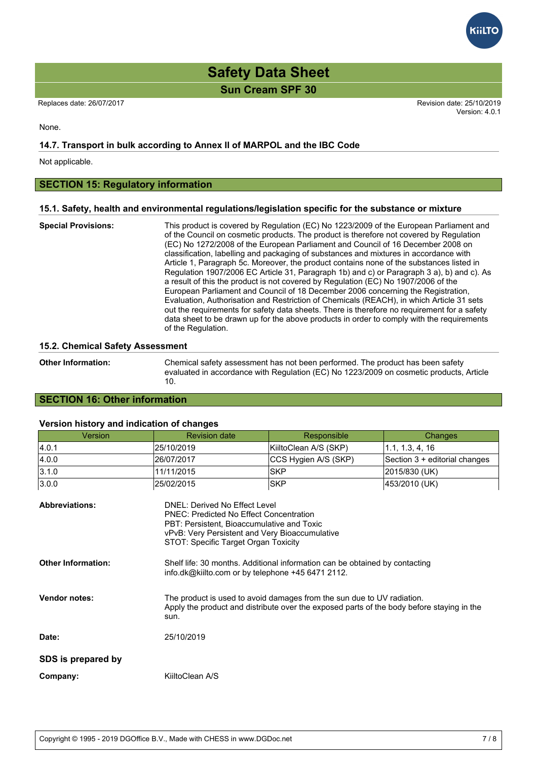None.

### 14.7. Transport in bulk according to Annex II of MARPOL and the IBC Code

Not applicable.

## SECTION 15: Regulatory information

### 15.1. Safety, health and environmental regulations/legislation specific for the substance or mixture

**Special Provisions:** This product is covered by Regulation (EC) No 1223/2009 of the European Parliament and of the Council on cosmetic products. The product is therefore not covered by Regulation (EC) No 1272/2008 of the European Parliament and Council of 16 December 2008 on classification, labelling and packaging of substances and mixtures in accordance with Article 1, Paragraph 5c. Moreover, the product contains none of the substances listed in Regulation 1907/2006 EC Article 31, Paragraph 1b) and c) or Paragraph 3 a), b) and c). As a result of this the product is not covered by Regulation (EC) No 1907/2006 of the European Parliament and Council of 18 December 2006 concerning the Registration, Evaluation, Authorisation and Restriction of Chemicals (REACH), in which Article 31 sets out the requirements for safety data sheets. There is therefore no requirement for a safety data sheet to be drawn up for the above products in order to comply with the requirements of the Regulation.

### 15.2. Chemical Safety Assessment

**Other Information:** Chemical safety assessment has not been performed. The product has been safety evaluated in accordance with Regulation (EC) No 1223/2009 on cosmetic products, Article 10.

## SECTION 16: Other information

### Version history and indication of changes

| Version | Revision date | Responsible | Changes |
|---|---|---|---|
| 4.0.1 | 25/10/2019 | KiiltoClean A/S (SKP) | 1.1, 1.3, 4, 16 |
| 4.0.0 | 26/07/2017 | CCS Hygien A/S (SKP) | Section 3 + editorial changes |
| 3.1.0 | 11/11/2015 | SKP | 2015/830 (UK) |
| 3.0.0 | 25/02/2015 | SKP | 453/2010 (UK) |

**Abbreviations:**
DNEL: Derived No Effect Level
PNEC: Predicted No Effect Concentration
PBT: Persistent, Bioaccumulative and Toxic
vPvB: Very Persistent and Very Bioaccumulative
STOT: Specific Target Organ Toxicity

**Other Information:** Shelf life: 30 months. Additional information can be obtained by contacting info.dk@kiilto.com or by telephone +45 6471 2112.

**Vendor notes:** The product is used to avoid damages from the sun due to UV radiation. Apply the product and distribute over the exposed parts of the body before staying in the sun.

**Date:** 25/10/2019

### SDS is prepared by

**Company:** KiiltoClean A/S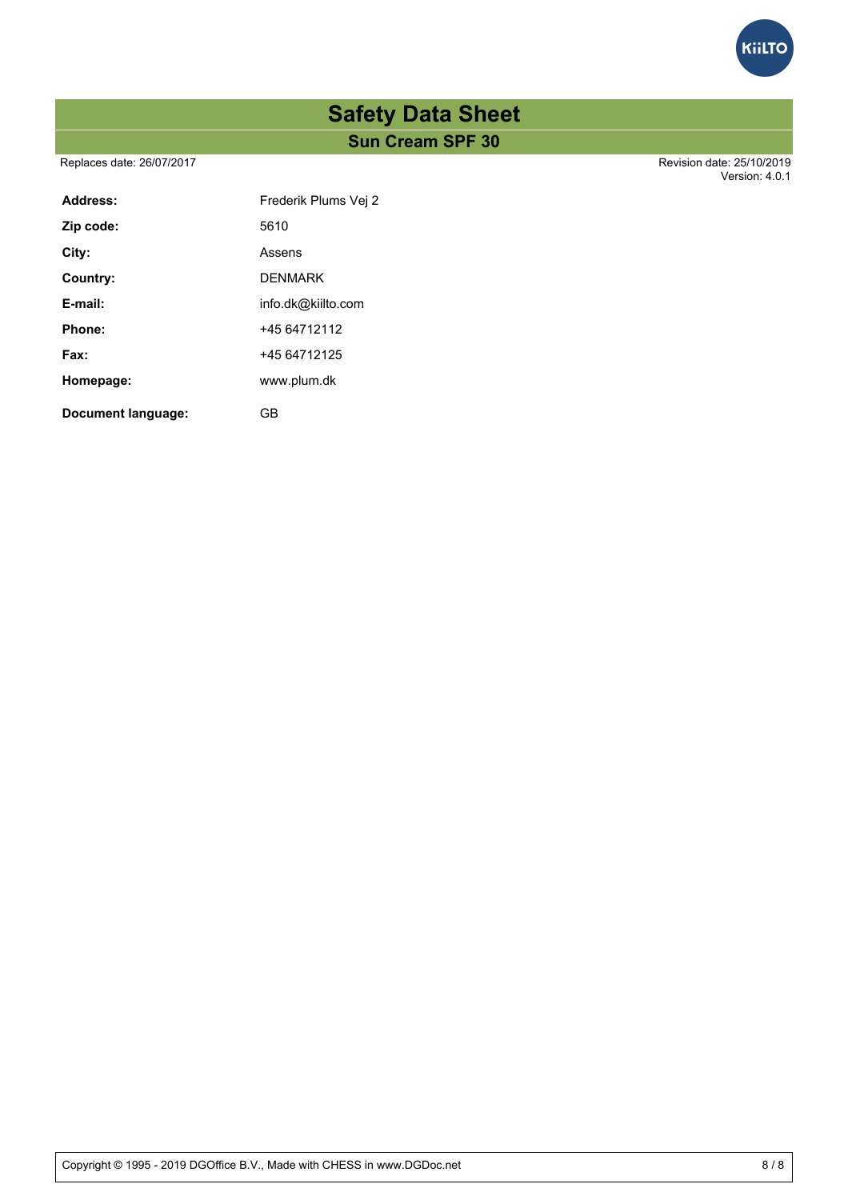| | |
|---|---|
| **Address:** | Frederik Plums Vej 2 |
| **Zip code:** | 5610 |
| **City:** | Assens |
| **Country:** | DENMARK |
| **E-mail:** | info.dk@kiilto.com |
| **Phone:** | +45 64712112 |
| **Fax:** | +45 64712125 |
| **Homepage:** | www.plum.dk |
| **Document language:** | GB |